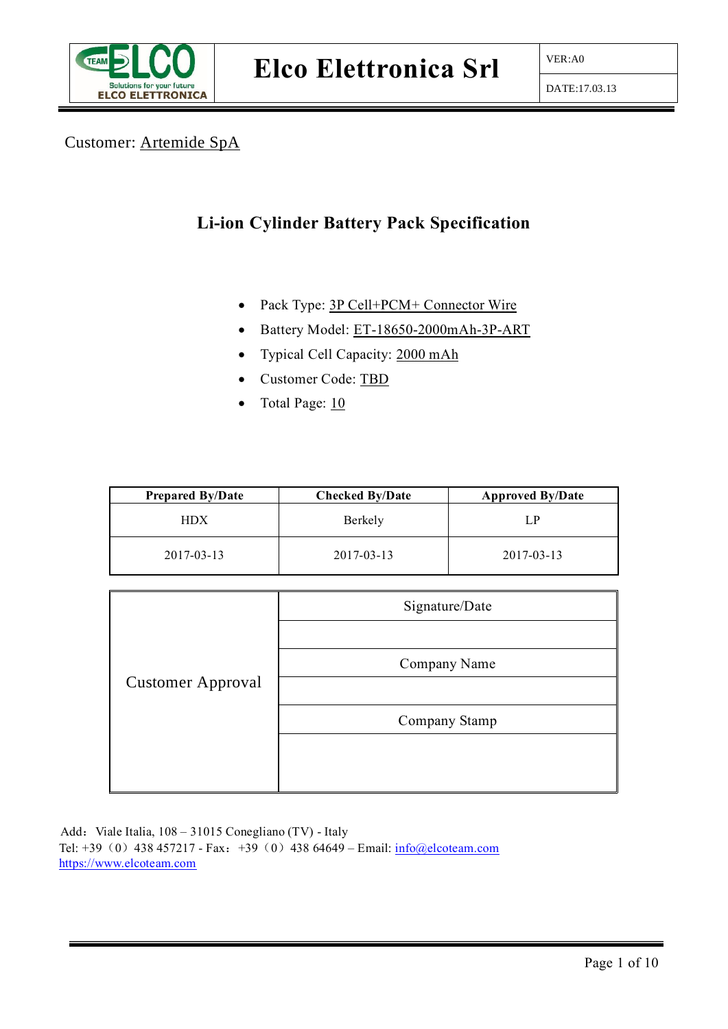| ELCO – Solutions for your future – ELCO ELETTRONICA | Elco Elettronica Srl | VER:A0 |
|---|---|---|
| | | DATE:17.03.13 |

Customer: Artemide SpA

## Li-ion Cylinder Battery Pack Specification

- Pack Type: 3P Cell+PCM+ Connector Wire
- Battery Model: ET-18650-2000mAh-3P-ART
- Typical Cell Capacity: 2000 mAh
- Customer Code: TBD
- Total Page: 10

| Prepared By/Date | Checked By/Date | Approved By/Date |
|---|---|---|
| HDX | Berkely | LP |
| 2017-03-13 | 2017-03-13 | 2017-03-13 |

| Customer Approval | Signature/Date |
|---|---|
| | |
| | Company Name |
| | |
| | Company Stamp |
| | |

Add：Viale Italia, 108 – 31015 Conegliano (TV) - Italy
Tel: +39（0）438 457217 - Fax：+39（0）438 64649 – Email: info@elcoteam.com
https://www.elcoteam.com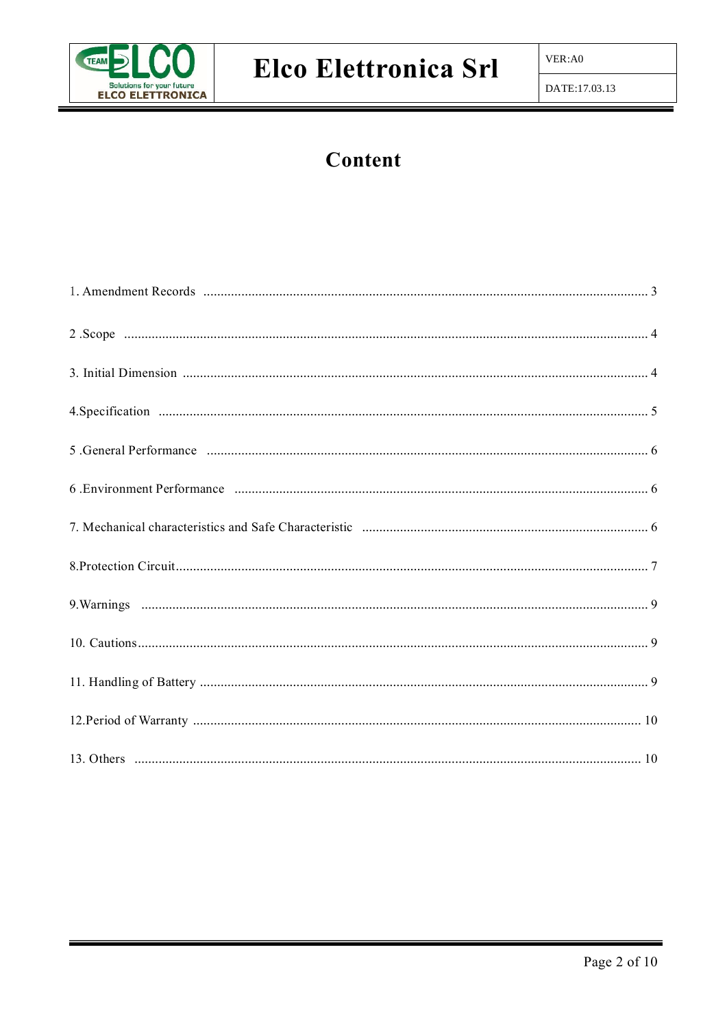# Content

1. Amendment Records ........................................................................................................................ 3

2 .Scope ................................................................................................................................................ 4

3. Initial Dimension ............................................................................................................................. 4

4.Specification ...................................................................................................................................... 5

5 .General Performance ....................................................................................................................... 6

6 .Environment Performance ............................................................................................................... 6

7. Mechanical characteristics and Safe Characteristic ........................................................................ 6

8.Protection Circuit............................................................................................................................... 7

9.Warnings ........................................................................................................................................... 9

10. Cautions........................................................................................................................................... 9

11. Handling of Battery .......................................................................................................................... 9

12.Period of Warranty .......................................................................................................................... 10

13. Others ........................................................................................................................................... 10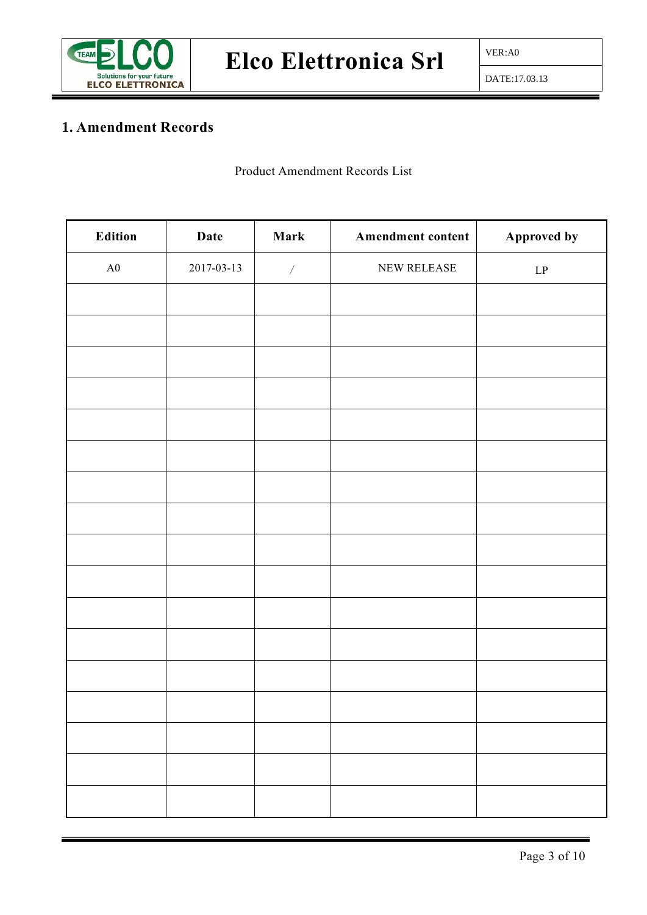## 1. Amendment Records

Product Amendment Records List

| Edition | Date | Mark | Amendment content | Approved by |
|---|---|---|---|---|
| A0 | 2017-03-13 | / | NEW RELEASE | LP |
| | | | | |
| | | | | |
| | | | | |
| | | | | |
| | | | | |
| | | | | |
| | | | | |
| | | | | |
| | | | | |
| | | | | |
| | | | | |
| | | | | |
| | | | | |
| | | | | |
| | | | | |
| | | | | |
| | | | | |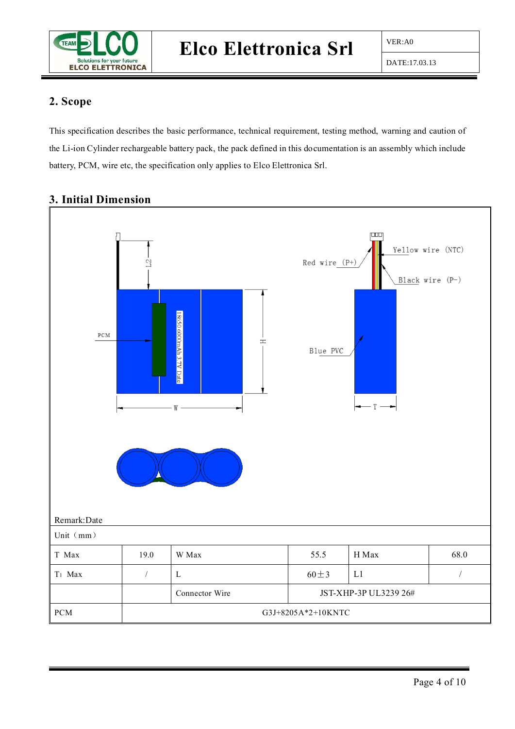## 2. Scope

This specification describes the basic performance, technical requirement, testing method, warning and caution of the Li-ion Cylinder rechargeable battery pack, the pack defined in this documentation is an assembly which include battery, PCM, wire etc, the specification only applies to Elco Elettronica Srl.

## 3. Initial Dimension

L2

PCM

18650 6000mAh 3.7V Date

H

W

Red wire (P+)

Yellow wire (NTC)

Black wire (P-)

Blue PVC

T

Remark:Date

| Unit（mm） | | | | | |
|---|---|---|---|---|---|
| T Max | 19.0 | W Max | 55.5 | H Max | 68.0 |
| $T_1$ Max | / | L | 60±3 | L1 | / |
| | | Connector Wire | JST-XHP-3P UL3239 26# | | |
| PCM | G3J+8205A*2+10KNTC | | | | |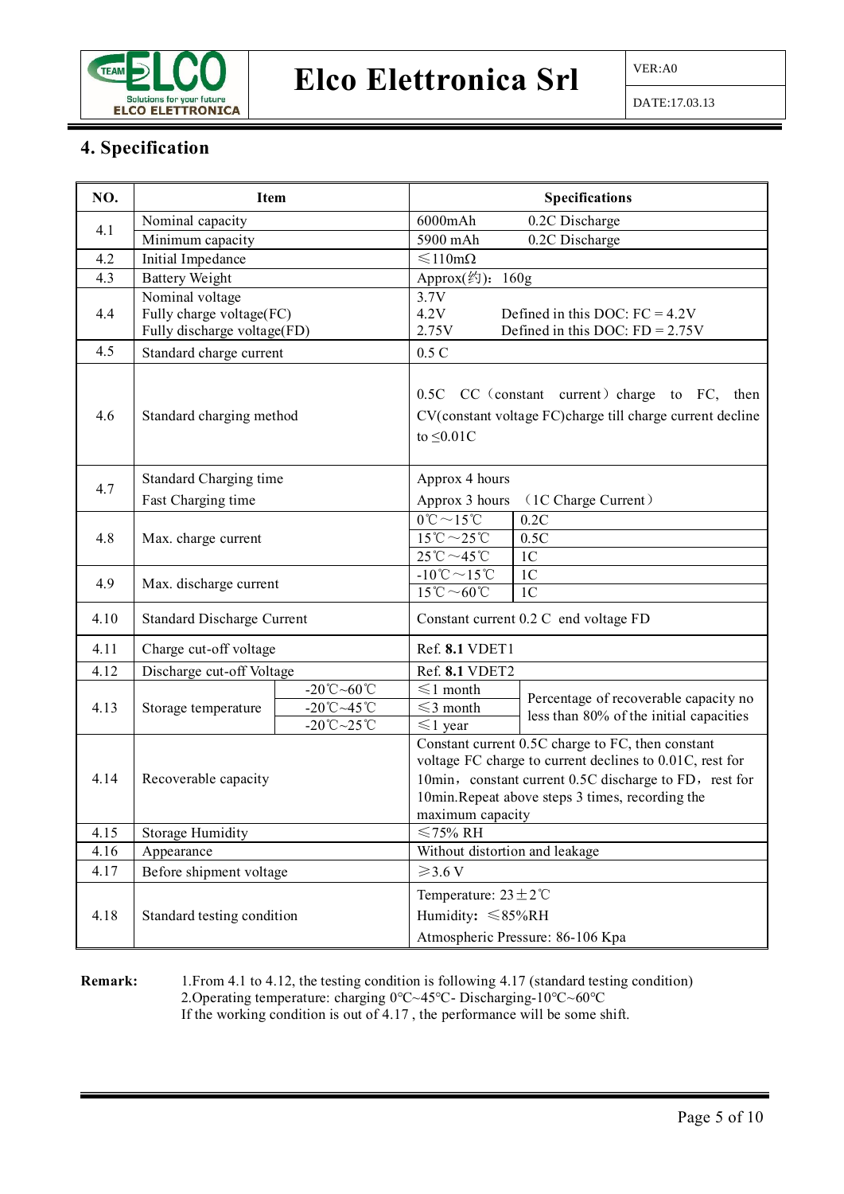## 4. Specification

| NO. | Item | | Specifications | |
|---|---|---|---|---|
| 4.1 | Nominal capacity | | 6000mAh | 0.2C Discharge |
| | Minimum capacity | | 5900 mAh | 0.2C Discharge |
| 4.2 | Initial Impedance | | ≤110mΩ | |
| 4.3 | Battery Weight | | Approx(约): 160g | |
| 4.4 | Nominal voltage<br>Fully charge voltage(FC)<br>Fully discharge voltage(FD) | | 3.7V<br>4.2V<br>2.75V | <br>Defined in this DOC: FC = 4.2V<br>Defined in this DOC: FD = 2.75V |
| 4.5 | Standard charge current | | 0.5 C | |
| 4.6 | Standard charging method | | 0.5C CC（constant current）charge to FC, then CV(constant voltage FC)charge till charge current decline to ≤0.01C | |
| 4.7 | Standard Charging time<br>Fast Charging time | | Approx 4 hours<br>Approx 3 hours （1C Charge Current） | |
| 4.8 | Max. charge current | | 0℃～15℃ | 0.2C |
| | | | 15℃～25℃ | 0.5C |
| | | | 25℃～45℃ | 1C |
| 4.9 | Max. discharge current | | -10℃～15℃ | 1C |
| | | | 15℃～60℃ | 1C |
| 4.10 | Standard Discharge Current | | Constant current 0.2 C end voltage FD | |
| 4.11 | Charge cut-off voltage | | Ref. **8.1** VDET1 | |
| 4.12 | Discharge cut-off Voltage | | Ref. **8.1** VDET2 | |
| 4.13 | Storage temperature | -20℃~60℃ | ≤1 month | Percentage of recoverable capacity no less than 80% of the initial capacities |
| | | -20℃~45℃ | ≤3 month | |
| | | -20℃~25℃ | ≤1 year | |
| 4.14 | Recoverable capacity | | Constant current 0.5C charge to FC, then constant voltage FC charge to current declines to 0.01C, rest for 10min，constant current 0.5C discharge to FD，rest for 10min.Repeat above steps 3 times, recording the maximum capacity | |
| 4.15 | Storage Humidity | | ≤75% RH | |
| 4.16 | Appearance | | Without distortion and leakage | |
| 4.17 | Before shipment voltage | | ≥3.6 V | |
| 4.18 | Standard testing condition | | Temperature: 23±2℃<br>Humidity: ≤85%RH<br>Atmospheric Pressure: 86-106 Kpa | |

**Remark:** 1.From 4.1 to 4.12, the testing condition is following 4.17 (standard testing condition)
2.Operating temperature: charging 0℃~45℃- Discharging-10℃~60℃
If the working condition is out of 4.17 , the performance will be some shift.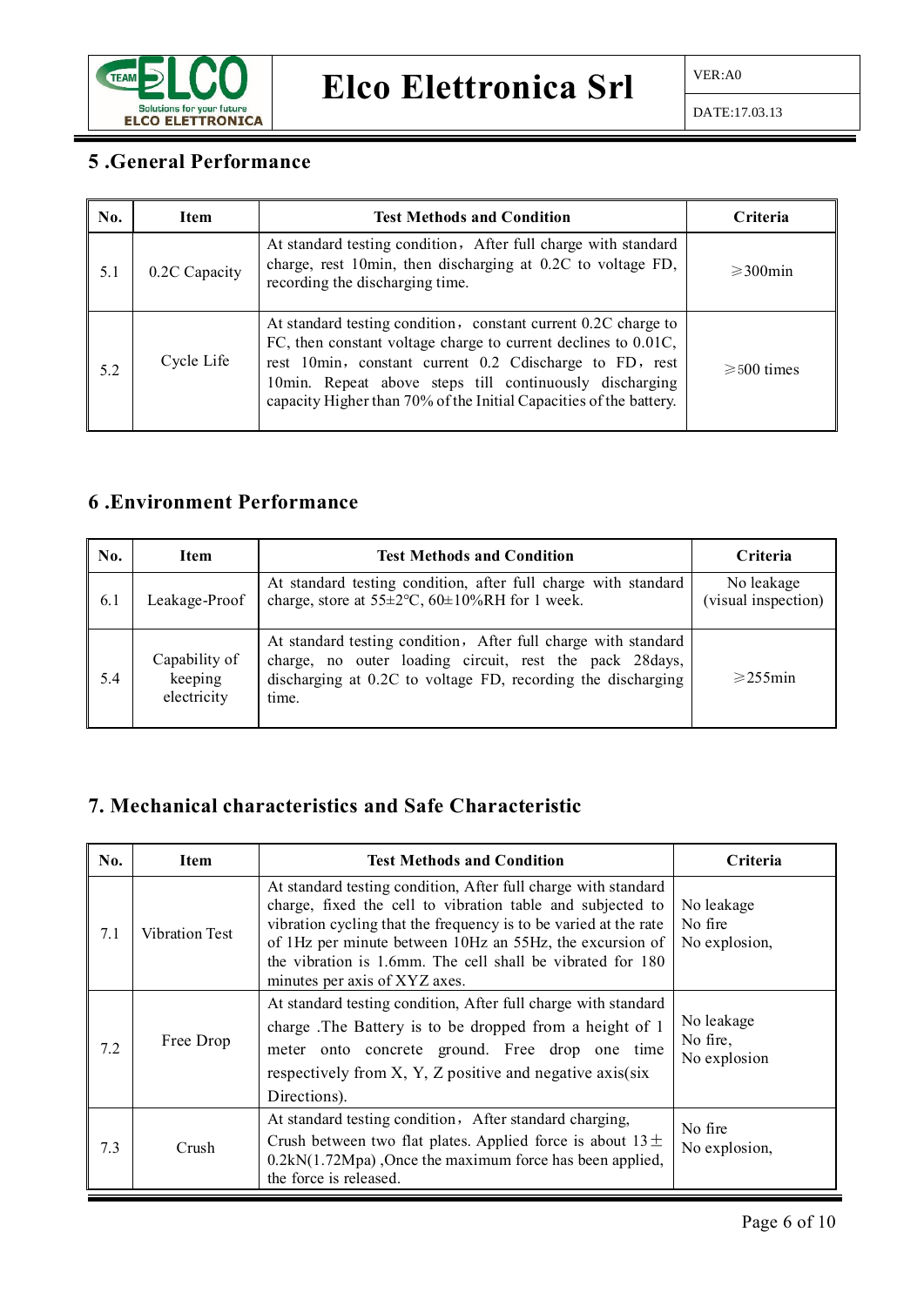## 5 .General Performance

| No. | Item | Test Methods and Condition | Criteria |
|---|---|---|---|
| 5.1 | 0.2C Capacity | At standard testing condition, After full charge with standard charge, rest 10min, then discharging at 0.2C to voltage FD, recording the discharging time. | ≥300min |
| 5.2 | Cycle Life | At standard testing condition, constant current 0.2C charge to FC, then constant voltage charge to current declines to 0.01C, rest 10min, constant current 0.2 Cdischarge to FD, rest 10min. Repeat above steps till continuously discharging capacity Higher than 70% of the Initial Capacities of the battery. | ≥500 times |

## 6 .Environment Performance

| No. | Item | Test Methods and Condition | Criteria |
|---|---|---|---|
| 6.1 | Leakage-Proof | At standard testing condition, after full charge with standard charge, store at 55±2°C, 60±10%RH for 1 week. | No leakage (visual inspection) |
| 5.4 | Capability of keeping electricity | At standard testing condition, After full charge with standard charge, no outer loading circuit, rest the pack 28days, discharging at 0.2C to voltage FD, recording the discharging time. | ≥255min |

## 7. Mechanical characteristics and Safe Characteristic

| No. | Item | Test Methods and Condition | Criteria |
|---|---|---|---|
| 7.1 | Vibration Test | At standard testing condition, After full charge with standard charge, fixed the cell to vibration table and subjected to vibration cycling that the frequency is to be varied at the rate of 1Hz per minute between 10Hz an 55Hz, the excursion of the vibration is 1.6mm. The cell shall be vibrated for 180 minutes per axis of XYZ axes. | No leakage<br>No fire<br>No explosion, |
| 7.2 | Free Drop | At standard testing condition, After full charge with standard charge .The Battery is to be dropped from a height of 1 meter onto concrete ground. Free drop one time respectively from X, Y, Z positive and negative axis(six Directions). | No leakage<br>No fire,<br>No explosion |
| 7.3 | Crush | At standard testing condition, After standard charging, Crush between two flat plates. Applied force is about 13±0.2kN(1.72Mpa) ,Once the maximum force has been applied, the force is released. | No fire<br>No explosion, |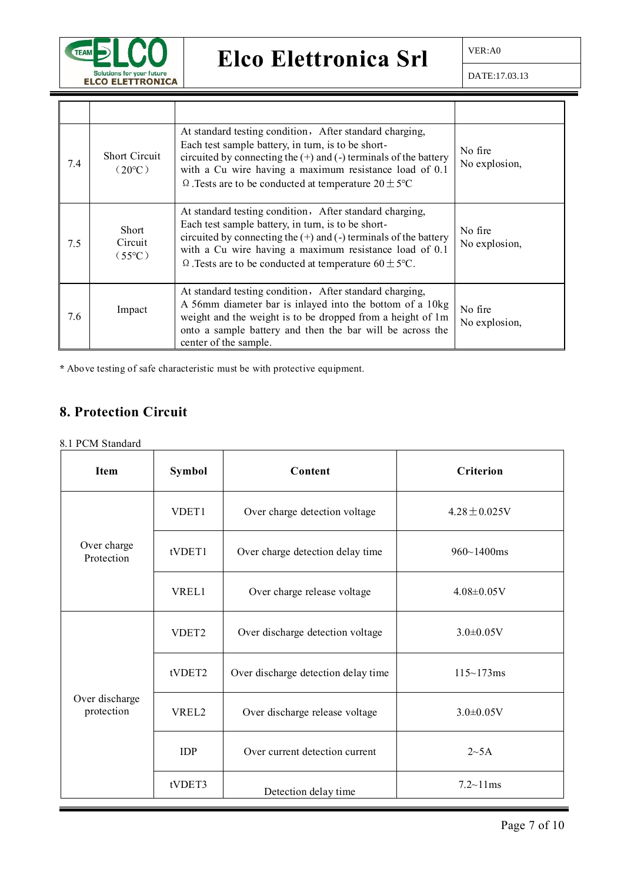| | | | |
|---|---|---|---|
| 7.4 | Short Circuit（20℃） | At standard testing condition，After standard charging, Each test sample battery, in turn, is to be short-circuited by connecting the (+) and (-) terminals of the battery with a Cu wire having a maximum resistance load of 0.1 Ω.Tests are to be conducted at temperature 20±5℃ | No fire<br>No explosion, |
| 7.5 | Short Circuit（55℃） | At standard testing condition，After standard charging, Each test sample battery, in turn, is to be short-circuited by connecting the (+) and (-) terminals of the battery with a Cu wire having a maximum resistance load of 0.1 Ω.Tests are to be conducted at temperature 60±5℃. | No fire<br>No explosion, |
| 7.6 | Impact | At standard testing condition，After standard charging, A 56mm diameter bar is inlayed into the bottom of a 10kg weight and the weight is to be dropped from a height of 1m onto a sample battery and then the bar will be across the center of the sample. | No fire<br>No explosion, |

* Above testing of safe characteristic must be with protective equipment.

## 8. Protection Circuit

8.1 PCM Standard

| Item | Symbol | Content | Criterion |
|---|---|---|---|
| Over charge Protection | VDET1 | Over charge detection voltage | 4.28±0.025V |
| | tVDET1 | Over charge detection delay time | 960~1400ms |
| | VREL1 | Over charge release voltage | 4.08±0.05V |
| Over discharge protection | VDET2 | Over discharge detection voltage | 3.0±0.05V |
| | tVDET2 | Over discharge detection delay time | 115~173ms |
| | VREL2 | Over discharge release voltage | 3.0±0.05V |
| | IDP | Over current detection current | 2~5A |
| | tVDET3 | Detection delay time | 7.2~11ms |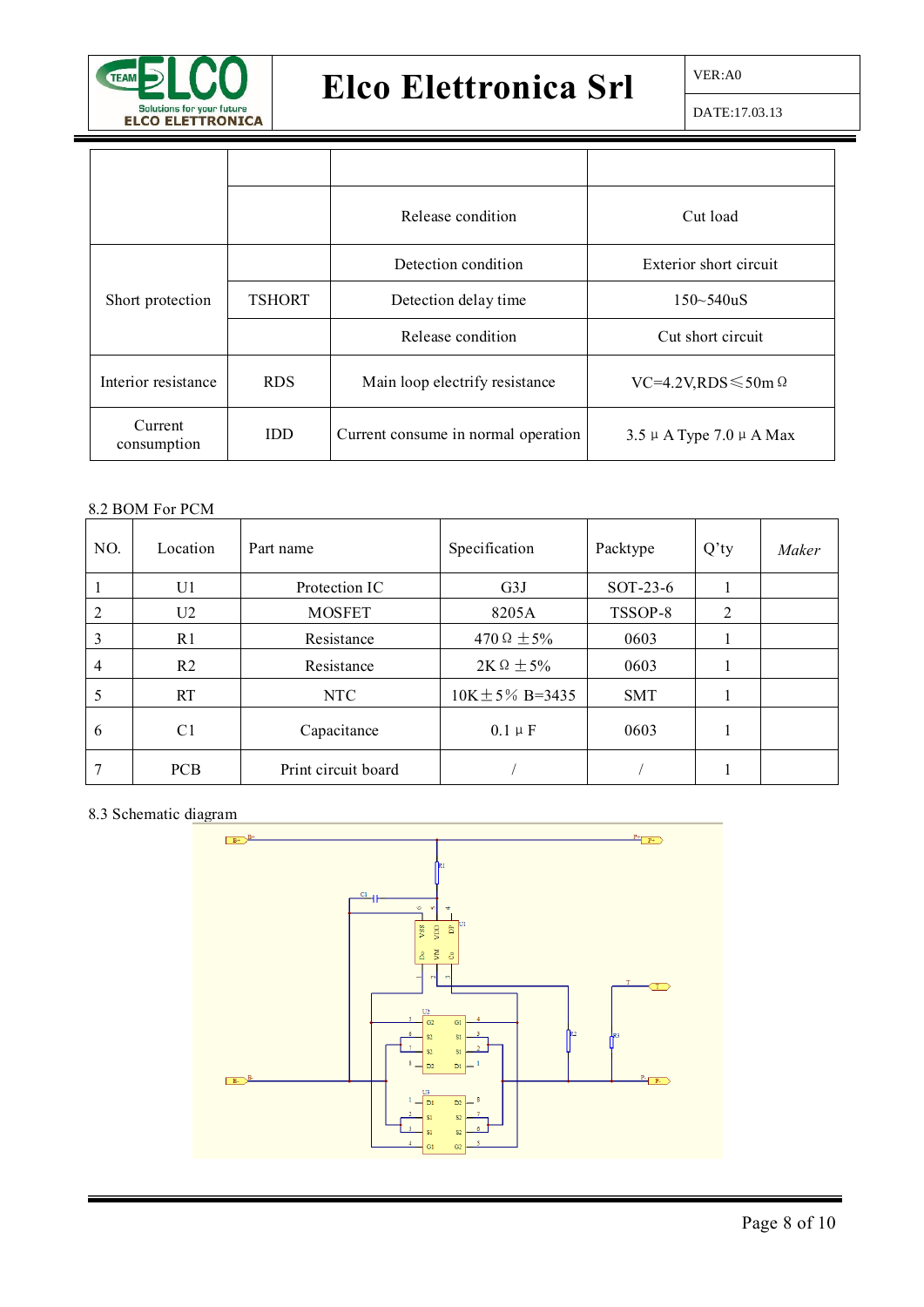| | | | |
|---|---|---|---|
| | | | |
| | | Release condition | Cut load |
| Short protection | | Detection condition | Exterior short circuit |
| | TSHORT | Detection delay time | 150~540uS |
| | | Release condition | Cut short circuit |
| Interior resistance | RDS | Main loop electrify resistance | VC=4.2V,RDS≤50mΩ |
| Current consumption | IDD | Current consume in normal operation | 3.5μA Type 7.0μA Max |

8.2 BOM For PCM

| NO. | Location | Part name | Specification | Packtype | Q'ty | *Maker* |
|---|---|---|---|---|---|---|
| 1 | U1 | Protection IC | G3J | SOT-23-6 | 1 | |
| 2 | U2 | MOSFET | 8205A | TSSOP-8 | 2 | |
| 3 | R1 | Resistance | 470Ω ±5% | 0603 | 1 | |
| 4 | R2 | Resistance | 2KΩ ±5% | 0603 | 1 | |
| 5 | RT | NTC | 10K±5% B=3435 | SMT | 1 | |
| 6 | C1 | Capacitance | 0.1μF | 0603 | 1 | |
| 7 | PCB | Print circuit board | / | / | 1 | |

8.3 Schematic diagram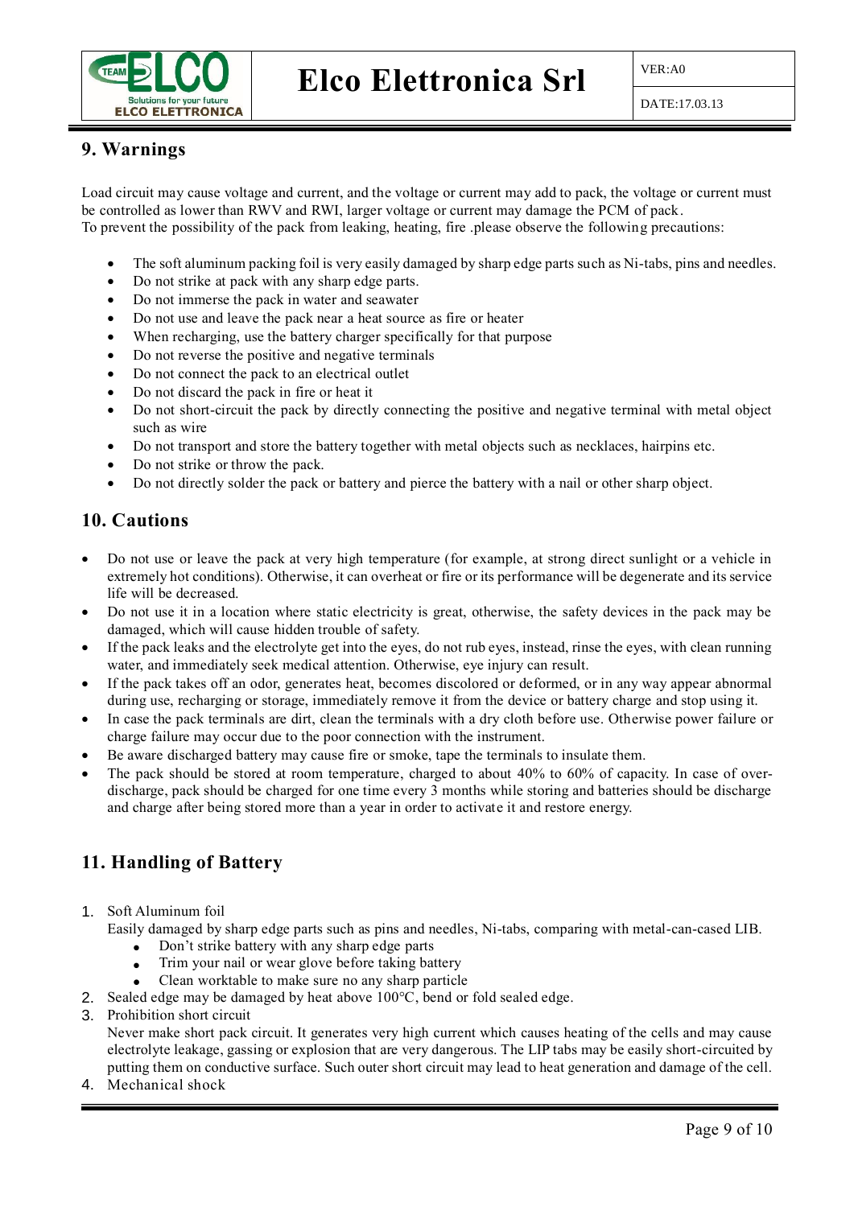## 9. Warnings

Load circuit may cause voltage and current, and the voltage or current may add to pack, the voltage or current must be controlled as lower than RWV and RWI, larger voltage or current may damage the PCM of pack.
To prevent the possibility of the pack from leaking, heating, fire .please observe the following precautions:

- The soft aluminum packing foil is very easily damaged by sharp edge parts such as Ni-tabs, pins and needles.
- Do not strike at pack with any sharp edge parts.
- Do not immerse the pack in water and seawater
- Do not use and leave the pack near a heat source as fire or heater
- When recharging, use the battery charger specifically for that purpose
- Do not reverse the positive and negative terminals
- Do not connect the pack to an electrical outlet
- Do not discard the pack in fire or heat it
- Do not short-circuit the pack by directly connecting the positive and negative terminal with metal object such as wire
- Do not transport and store the battery together with metal objects such as necklaces, hairpins etc.
- Do not strike or throw the pack.
- Do not directly solder the pack or battery and pierce the battery with a nail or other sharp object.

## 10. Cautions

- Do not use or leave the pack at very high temperature (for example, at strong direct sunlight or a vehicle in extremely hot conditions). Otherwise, it can overheat or fire or its performance will be degenerate and its service life will be decreased.
- Do not use it in a location where static electricity is great, otherwise, the safety devices in the pack may be damaged, which will cause hidden trouble of safety.
- If the pack leaks and the electrolyte get into the eyes, do not rub eyes, instead, rinse the eyes, with clean running water, and immediately seek medical attention. Otherwise, eye injury can result.
- If the pack takes off an odor, generates heat, becomes discolored or deformed, or in any way appear abnormal during use, recharging or storage, immediately remove it from the device or battery charge and stop using it.
- In case the pack terminals are dirt, clean the terminals with a dry cloth before use. Otherwise power failure or charge failure may occur due to the poor connection with the instrument.
- Be aware discharged battery may cause fire or smoke, tape the terminals to insulate them.
- The pack should be stored at room temperature, charged to about 40% to 60% of capacity. In case of over-discharge, pack should be charged for one time every 3 months while storing and batteries should be discharge and charge after being stored more than a year in order to activate it and restore energy.

## 11. Handling of Battery

1. Soft Aluminum foil
   Easily damaged by sharp edge parts such as pins and needles, Ni-tabs, comparing with metal-can-cased LIB.
   - Don't strike battery with any sharp edge parts
   - Trim your nail or wear glove before taking battery
   - Clean worktable to make sure no any sharp particle
2. Sealed edge may be damaged by heat above 100°C, bend or fold sealed edge.
3. Prohibition short circuit
   Never make short pack circuit. It generates very high current which causes heating of the cells and may cause electrolyte leakage, gassing or explosion that are very dangerous. The LIP tabs may be easily short-circuited by putting them on conductive surface. Such outer short circuit may lead to heat generation and damage of the cell.
4. Mechanical shock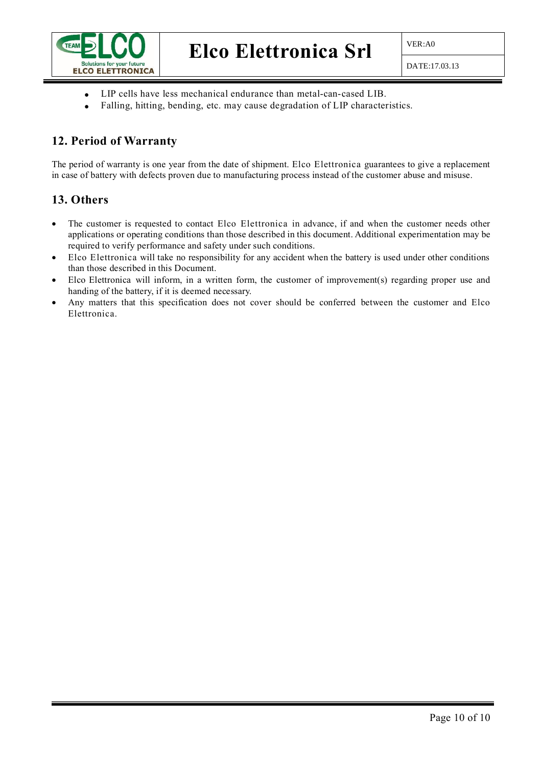- LIP cells have less mechanical endurance than metal-can-cased LIB.
- Falling, hitting, bending, etc. may cause degradation of LIP characteristics.

## 12. Period of Warranty

The period of warranty is one year from the date of shipment. Elco Elettronica guarantees to give a replacement in case of battery with defects proven due to manufacturing process instead of the customer abuse and misuse.

## 13. Others

- The customer is requested to contact Elco Elettronica in advance, if and when the customer needs other applications or operating conditions than those described in this document. Additional experimentation may be required to verify performance and safety under such conditions.
- Elco Elettronica will take no responsibility for any accident when the battery is used under other conditions than those described in this Document.
- Elco Elettronica will inform, in a written form, the customer of improvement(s) regarding proper use and handing of the battery, if it is deemed necessary.
- Any matters that this specification does not cover should be conferred between the customer and Elco Elettronica.